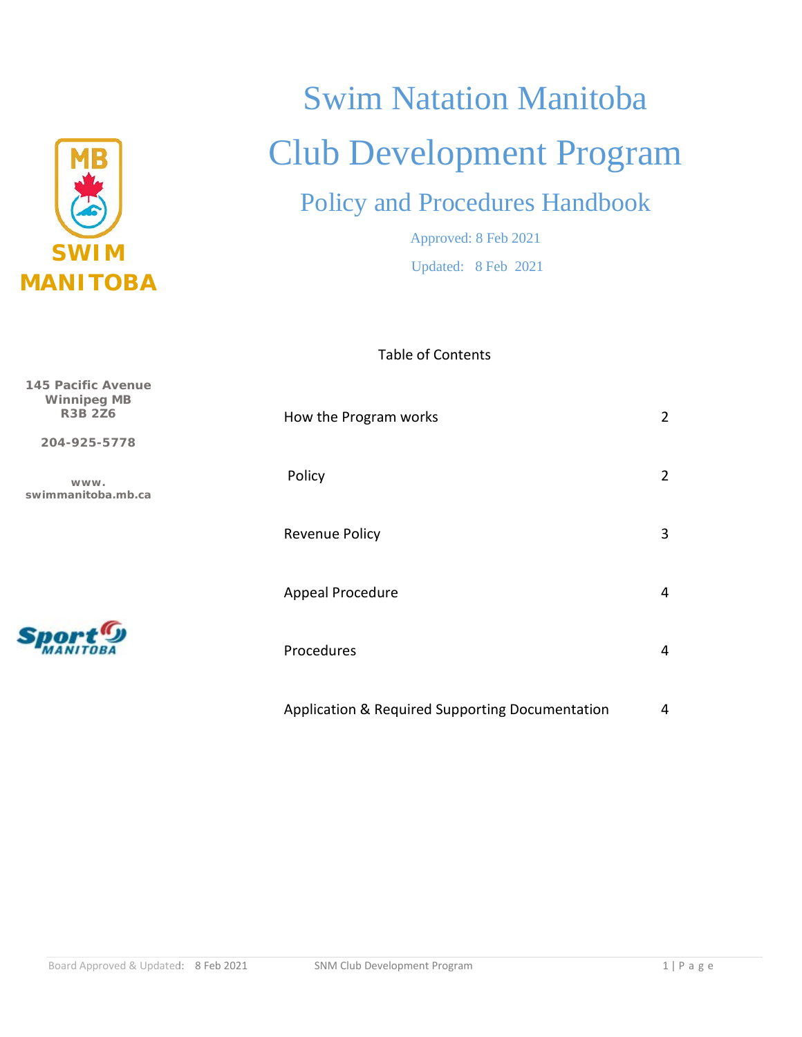# Swim Natation Manitoba

# Club Development Program

## Policy and Procedures Handbook

Approved: 8 Feb 2021

Updated: 8 Feb 2021

145 Pacific Avenue
Winnipeg MB
R3B 2Z6

204-925-5778

www.
swimmanitoba.mb.ca

Table of Contents

| | |
|---|---|
| How the Program works | 2 |
| Policy | 2 |
| Revenue Policy | 3 |
| Appeal Procedure | 4 |
| Procedures | 4 |
| Application & Required Supporting Documentation | 4 |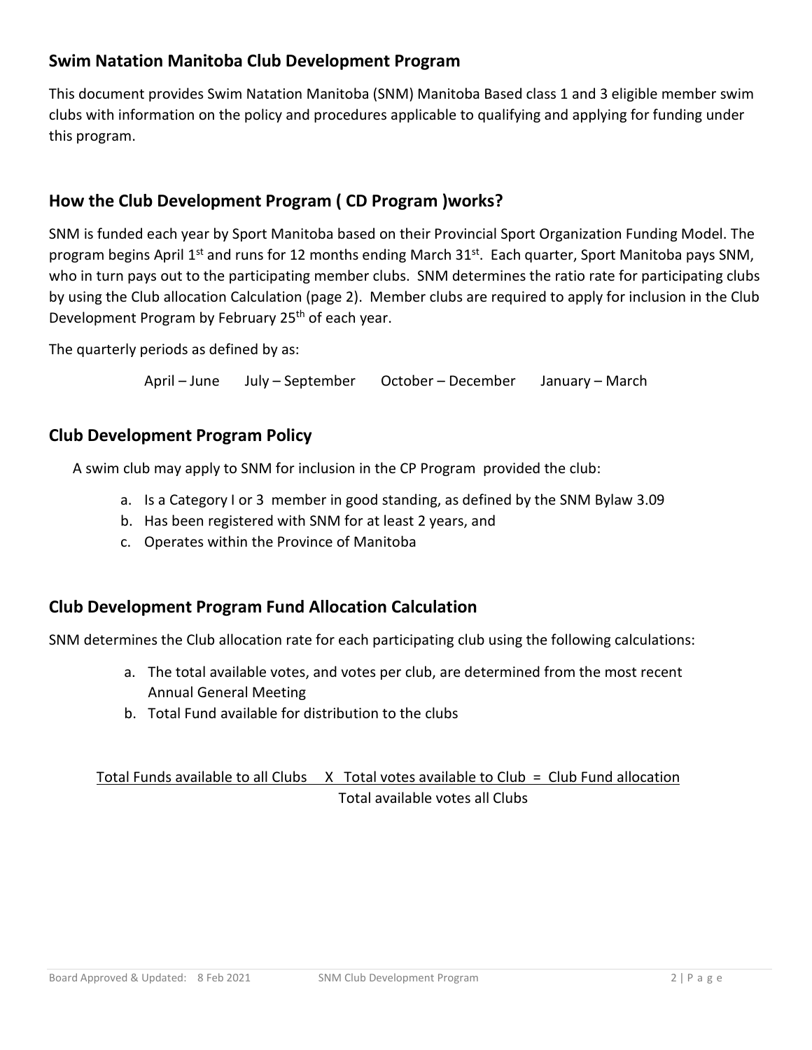## Swim Natation Manitoba Club Development Program

This document provides Swim Natation Manitoba (SNM) Manitoba Based class 1 and 3 eligible member swim clubs with information on the policy and procedures applicable to qualifying and applying for funding under this program.

## How the Club Development Program ( CD Program )works?

SNM is funded each year by Sport Manitoba based on their Provincial Sport Organization Funding Model. The program begins April 1st and runs for 12 months ending March 31st. Each quarter, Sport Manitoba pays SNM, who in turn pays out to the participating member clubs. SNM determines the ratio rate for participating clubs by using the Club allocation Calculation (page 2). Member clubs are required to apply for inclusion in the Club Development Program by February 25th of each year.

The quarterly periods as defined by as:

April – June    July – September    October – December    January – March

## Club Development Program Policy

A swim club may apply to SNM for inclusion in the CP Program provided the club:

a. Is a Category I or 3 member in good standing, as defined by the SNM Bylaw 3.09
b. Has been registered with SNM for at least 2 years, and
c. Operates within the Province of Manitoba

## Club Development Program Fund Allocation Calculation

SNM determines the Club allocation rate for each participating club using the following calculations:

a. The total available votes, and votes per club, are determined from the most recent Annual General Meeting
b. Total Fund available for distribution to the clubs

$$\frac{\text{Total Funds available to all Clubs} \times \text{Total votes available to Club}}{\text{Total available votes all Clubs}} = \text{Club Fund allocation}$$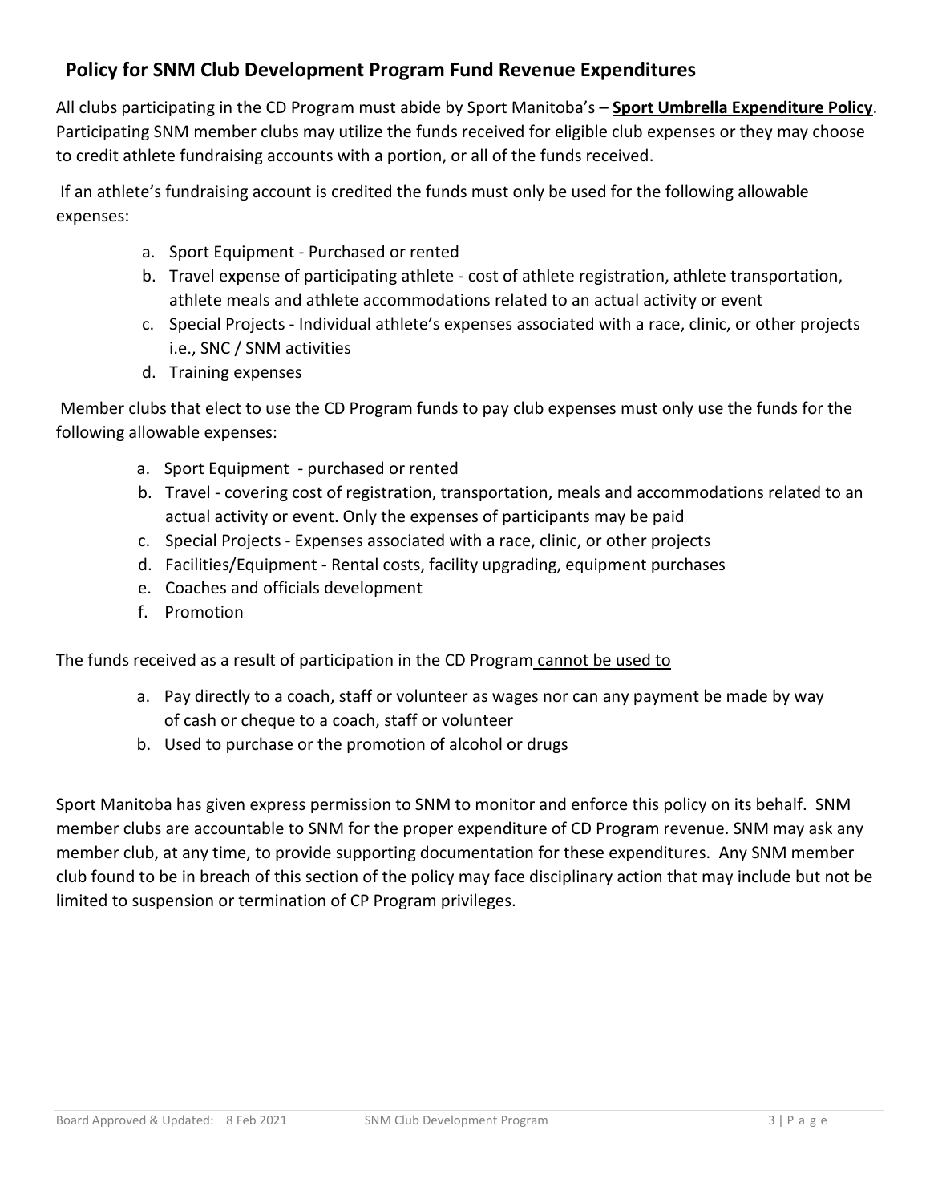## Policy for SNM Club Development Program Fund Revenue Expenditures

All clubs participating in the CD Program must abide by Sport Manitoba's – **Sport Umbrella Expenditure Policy**. Participating SNM member clubs may utilize the funds received for eligible club expenses or they may choose to credit athlete fundraising accounts with a portion, or all of the funds received.

If an athlete's fundraising account is credited the funds must only be used for the following allowable expenses:

a. Sport Equipment - Purchased or rented
b. Travel expense of participating athlete - cost of athlete registration, athlete transportation, athlete meals and athlete accommodations related to an actual activity or event
c. Special Projects - Individual athlete's expenses associated with a race, clinic, or other projects i.e., SNC / SNM activities
d. Training expenses

Member clubs that elect to use the CD Program funds to pay club expenses must only use the funds for the following allowable expenses:

a. Sport Equipment - purchased or rented
b. Travel - covering cost of registration, transportation, meals and accommodations related to an actual activity or event. Only the expenses of participants may be paid
c. Special Projects - Expenses associated with a race, clinic, or other projects
d. Facilities/Equipment - Rental costs, facility upgrading, equipment purchases
e. Coaches and officials development
f. Promotion

The funds received as a result of participation in the CD Program cannot be used to

a. Pay directly to a coach, staff or volunteer as wages nor can any payment be made by way of cash or cheque to a coach, staff or volunteer
b. Used to purchase or the promotion of alcohol or drugs

Sport Manitoba has given express permission to SNM to monitor and enforce this policy on its behalf. SNM member clubs are accountable to SNM for the proper expenditure of CD Program revenue. SNM may ask any member club, at any time, to provide supporting documentation for these expenditures. Any SNM member club found to be in breach of this section of the policy may face disciplinary action that may include but not be limited to suspension or termination of CP Program privileges.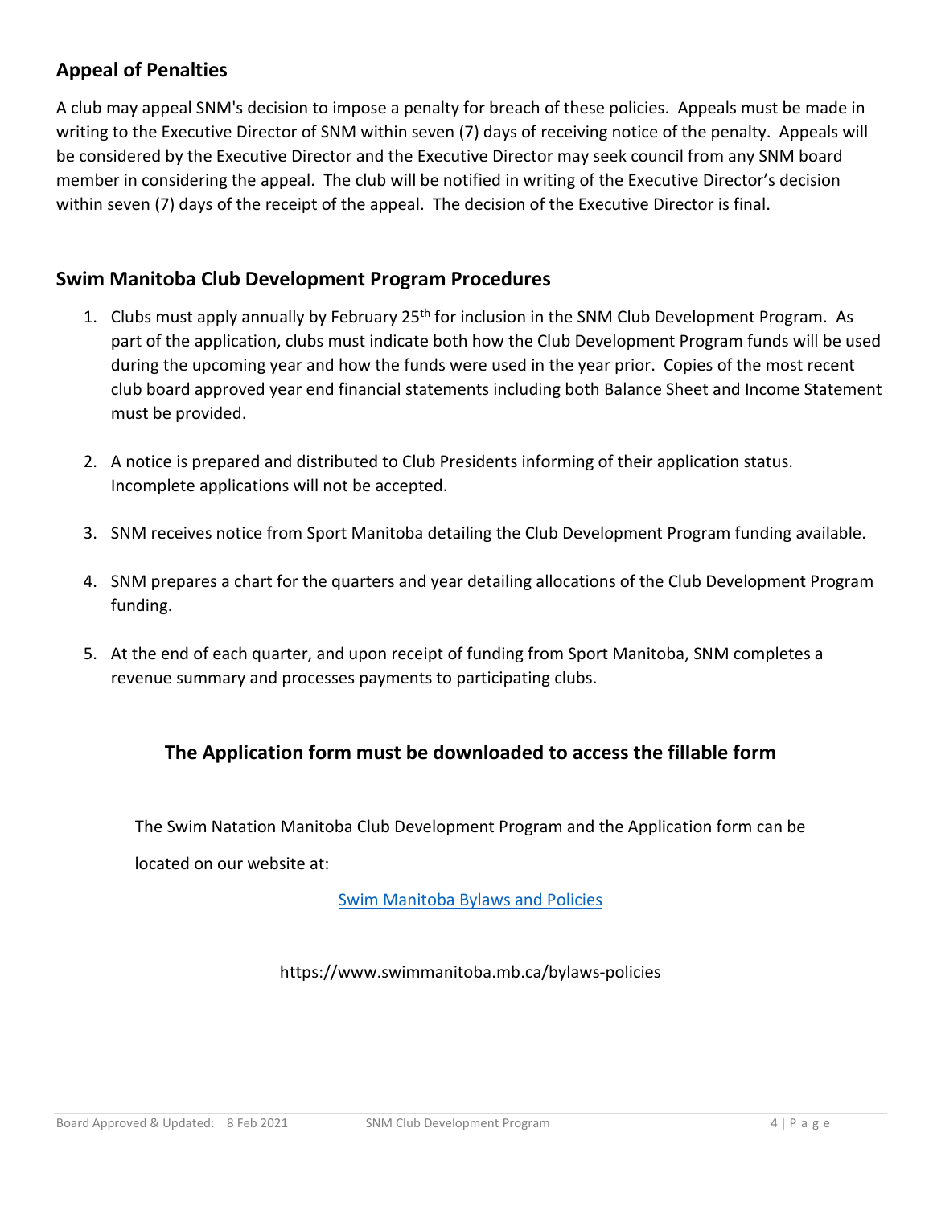## Appeal of Penalties

A club may appeal SNM's decision to impose a penalty for breach of these policies. Appeals must be made in writing to the Executive Director of SNM within seven (7) days of receiving notice of the penalty. Appeals will be considered by the Executive Director and the Executive Director may seek council from any SNM board member in considering the appeal. The club will be notified in writing of the Executive Director's decision within seven (7) days of the receipt of the appeal. The decision of the Executive Director is final.

## Swim Manitoba Club Development Program Procedures

1. Clubs must apply annually by February 25th for inclusion in the SNM Club Development Program. As part of the application, clubs must indicate both how the Club Development Program funds will be used during the upcoming year and how the funds were used in the year prior. Copies of the most recent club board approved year end financial statements including both Balance Sheet and Income Statement must be provided.

2. A notice is prepared and distributed to Club Presidents informing of their application status. Incomplete applications will not be accepted.

3. SNM receives notice from Sport Manitoba detailing the Club Development Program funding available.

4. SNM prepares a chart for the quarters and year detailing allocations of the Club Development Program funding.

5. At the end of each quarter, and upon receipt of funding from Sport Manitoba, SNM completes a revenue summary and processes payments to participating clubs.

### The Application form must be downloaded to access the fillable form

The Swim Natation Manitoba Club Development Program and the Application form can be located on our website at:

[Swim Manitoba Bylaws and Policies](https://www.swimmanitoba.mb.ca/bylaws-policies)

https://www.swimmanitoba.mb.ca/bylaws-policies